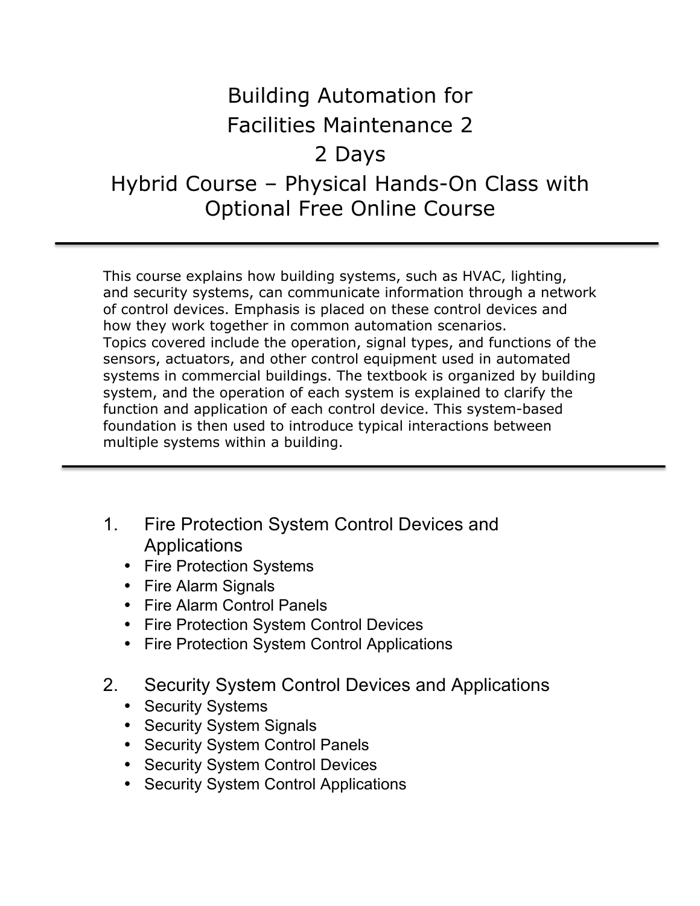# Building Automation for Facilities Maintenance 2

## 2 Days

## Hybrid Course – Physical Hands-On Class with Optional Free Online Course

---

This course explains how building systems, such as HVAC, lighting, and security systems, can communicate information through a network of control devices. Emphasis is placed on these control devices and how they work together in common automation scenarios. Topics covered include the operation, signal types, and functions of the sensors, actuators, and other control equipment used in automated systems in commercial buildings. The textbook is organized by building system, and the operation of each system is explained to clarify the function and application of each control device. This system-based foundation is then used to introduce typical interactions between multiple systems within a building.

---

1. Fire Protection System Control Devices and Applications
   - Fire Protection Systems
   - Fire Alarm Signals
   - Fire Alarm Control Panels
   - Fire Protection System Control Devices
   - Fire Protection System Control Applications

2. Security System Control Devices and Applications
   - Security Systems
   - Security System Signals
   - Security System Control Panels
   - Security System Control Devices
   - Security System Control Applications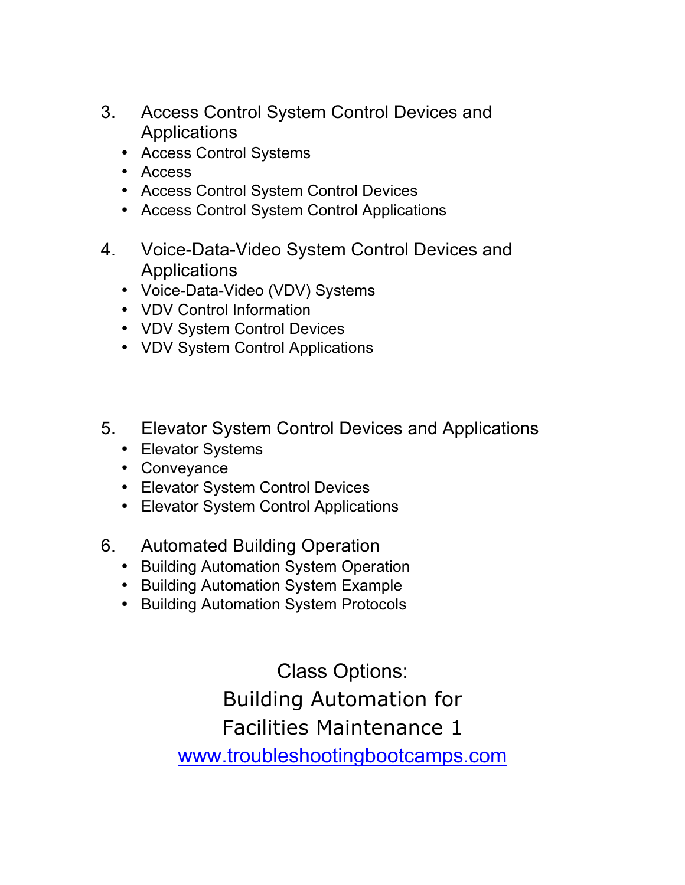3. Access Control System Control Devices and Applications
   - Access Control Systems
   - Access
   - Access Control System Control Devices
   - Access Control System Control Applications

4. Voice-Data-Video System Control Devices and Applications
   - Voice-Data-Video (VDV) Systems
   - VDV Control Information
   - VDV System Control Devices
   - VDV System Control Applications

5. Elevator System Control Devices and Applications
   - Elevator Systems
   - Conveyance
   - Elevator System Control Devices
   - Elevator System Control Applications

6. Automated Building Operation
   - Building Automation System Operation
   - Building Automation System Example
   - Building Automation System Protocols

Class Options:

Building Automation for

Facilities Maintenance 1

[www.troubleshootingbootcamps.com](http://www.troubleshootingbootcamps.com)